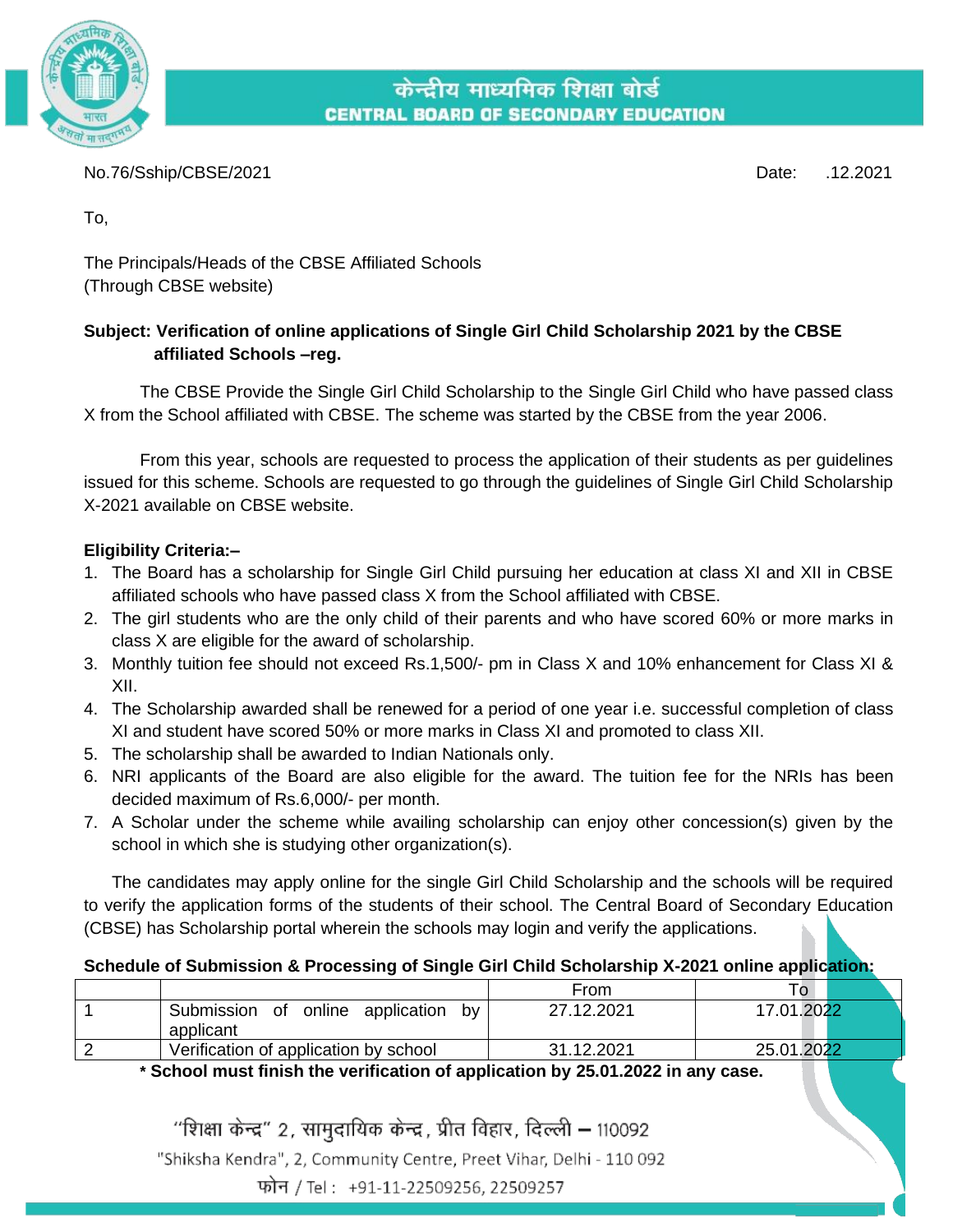केन्द्रीय माध्यमिक शिक्षा बोर्ड
**CENTRAL BOARD OF SECONDARY EDUCATION**

No.76/Sship/CBSE/2021 Date: .12.2021

To,

The Principals/Heads of the CBSE Affiliated Schools
(Through CBSE website)

**Subject: Verification of online applications of Single Girl Child Scholarship 2021 by the CBSE affiliated Schools –reg.**

The CBSE Provide the Single Girl Child Scholarship to the Single Girl Child who have passed class X from the School affiliated with CBSE. The scheme was started by the CBSE from the year 2006.

From this year, schools are requested to process the application of their students as per guidelines issued for this scheme. Schools are requested to go through the guidelines of Single Girl Child Scholarship X-2021 available on CBSE website.

**Eligibility Criteria:–**

1. The Board has a scholarship for Single Girl Child pursuing her education at class XI and XII in CBSE affiliated schools who have passed class X from the School affiliated with CBSE.
2. The girl students who are the only child of their parents and who have scored 60% or more marks in class X are eligible for the award of scholarship.
3. Monthly tuition fee should not exceed Rs.1,500/- pm in Class X and 10% enhancement for Class XI & XII.
4. The Scholarship awarded shall be renewed for a period of one year i.e. successful completion of class XI and student have scored 50% or more marks in Class XI and promoted to class XII.
5. The scholarship shall be awarded to Indian Nationals only.
6. NRI applicants of the Board are also eligible for the award. The tuition fee for the NRIs has been decided maximum of Rs.6,000/- per month.
7. A Scholar under the scheme while availing scholarship can enjoy other concession(s) given by the school in which she is studying other organization(s).

The candidates may apply online for the single Girl Child Scholarship and the schools will be required to verify the application forms of the students of their school. The Central Board of Secondary Education (CBSE) has Scholarship portal wherein the schools may login and verify the applications.

**Schedule of Submission & Processing of Single Girl Child Scholarship X-2021 online application:**

| | | From | To |
|---|---|---|---|
| 1 | Submission of online application by applicant | 27.12.2021 | 17.01.2022 |
| 2 | Verification of application by school | 31.12.2021 | 25.01.2022 |

**\* School must finish the verification of application by 25.01.2022 in any case.**

"शिक्षा केन्द्र" 2, सामुदायिक केन्द्र, प्रीत विहार, दिल्ली – 110092
"Shiksha Kendra", 2, Community Centre, Preet Vihar, Delhi - 110 092
फोन / Tel : +91-11-22509256, 22509257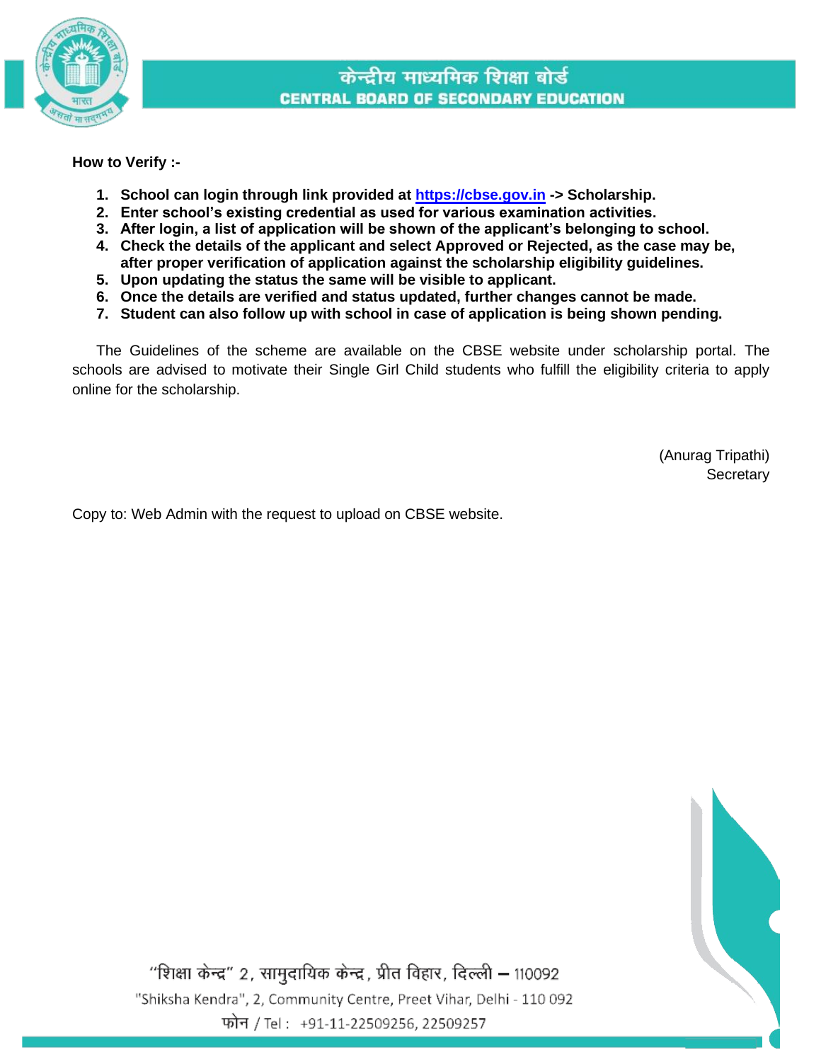**How to Verify :-**

1. **School can login through link provided at [https://cbse.gov.in](https://cbse.gov.in) -> Scholarship.**
2. **Enter school's existing credential as used for various examination activities.**
3. **After login, a list of application will be shown of the applicant's belonging to school.**
4. **Check the details of the applicant and select Approved or Rejected, as the case may be, after proper verification of application against the scholarship eligibility guidelines.**
5. **Upon updating the status the same will be visible to applicant.**
6. **Once the details are verified and status updated, further changes cannot be made.**
7. **Student can also follow up with school in case of application is being shown pending.**

The Guidelines of the scheme are available on the CBSE website under scholarship portal. The schools are advised to motivate their Single Girl Child students who fulfill the eligibility criteria to apply online for the scholarship.

(Anurag Tripathi)
Secretary

Copy to: Web Admin with the request to upload on CBSE website.